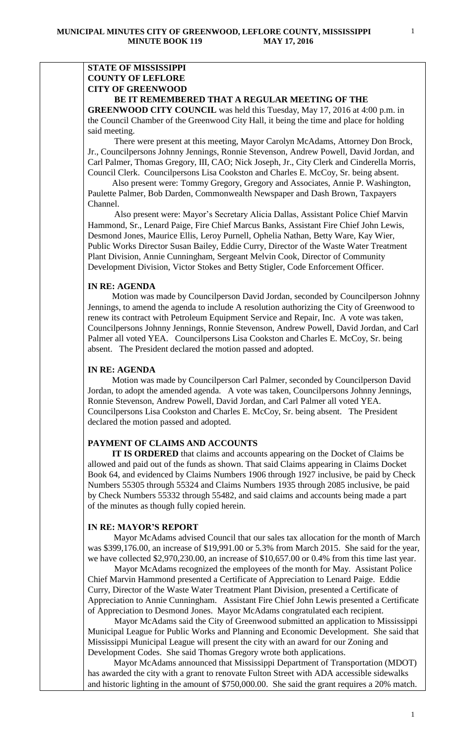**STATE OF MISSISSIPPI**
**COUNTY OF LEFLORE**
**CITY OF GREENWOOD**

**BE IT REMEMBERED THAT A REGULAR MEETING OF THE GREENWOOD CITY COUNCIL** was held this Tuesday, May 17, 2016 at 4:00 p.m. in the Council Chamber of the Greenwood City Hall, it being the time and place for holding said meeting.

There were present at this meeting, Mayor Carolyn McAdams, Attorney Don Brock, Jr., Councilpersons Johnny Jennings, Ronnie Stevenson, Andrew Powell, David Jordan, and Carl Palmer, Thomas Gregory, III, CAO; Nick Joseph, Jr., City Clerk and Cinderella Morris, Council Clerk. Councilpersons Lisa Cookston and Charles E. McCoy, Sr. being absent.

Also present were: Tommy Gregory, Gregory and Associates, Annie P. Washington, Paulette Palmer, Bob Darden, Commonwealth Newspaper and Dash Brown, Taxpayers Channel.

Also present were: Mayor's Secretary Alicia Dallas, Assistant Police Chief Marvin Hammond, Sr., Lenard Paige, Fire Chief Marcus Banks, Assistant Fire Chief John Lewis, Desmond Jones, Maurice Ellis, Leroy Purnell, Ophelia Nathan, Betty Ware, Kay Wier, Public Works Director Susan Bailey, Eddie Curry, Director of the Waste Water Treatment Plant Division, Annie Cunningham, Sergeant Melvin Cook, Director of Community Development Division, Victor Stokes and Betty Stigler, Code Enforcement Officer.

## IN RE: AGENDA

Motion was made by Councilperson David Jordan, seconded by Councilperson Johnny Jennings, to amend the agenda to include A resolution authorizing the City of Greenwood to renew its contract with Petroleum Equipment Service and Repair, Inc. A vote was taken, Councilpersons Johnny Jennings, Ronnie Stevenson, Andrew Powell, David Jordan, and Carl Palmer all voted YEA. Councilpersons Lisa Cookston and Charles E. McCoy, Sr. being absent. The President declared the motion passed and adopted.

## IN RE: AGENDA

Motion was made by Councilperson Carl Palmer, seconded by Councilperson David Jordan, to adopt the amended agenda. A vote was taken, Councilpersons Johnny Jennings, Ronnie Stevenson, Andrew Powell, David Jordan, and Carl Palmer all voted YEA. Councilpersons Lisa Cookston and Charles E. McCoy, Sr. being absent. The President declared the motion passed and adopted.

## PAYMENT OF CLAIMS AND ACCOUNTS

**IT IS ORDERED** that claims and accounts appearing on the Docket of Claims be allowed and paid out of the funds as shown. That said Claims appearing in Claims Docket Book 64, and evidenced by Claims Numbers 1906 through 1927 inclusive, be paid by Check Numbers 55305 through 55324 and Claims Numbers 1935 through 2085 inclusive, be paid by Check Numbers 55332 through 55482, and said claims and accounts being made a part of the minutes as though fully copied herein.

## IN RE: MAYOR'S REPORT

Mayor McAdams advised Council that our sales tax allocation for the month of March was $399,176.00, an increase of $19,991.00 or 5.3% from March 2015. She said for the year, we have collected $2,970,230.00, an increase of $10,657.00 or 0.4% from this time last year.

Mayor McAdams recognized the employees of the month for May. Assistant Police Chief Marvin Hammond presented a Certificate of Appreciation to Lenard Paige. Eddie Curry, Director of the Waste Water Treatment Plant Division, presented a Certificate of Appreciation to Annie Cunningham. Assistant Fire Chief John Lewis presented a Certificate of Appreciation to Desmond Jones. Mayor McAdams congratulated each recipient.

Mayor McAdams said the City of Greenwood submitted an application to Mississippi Municipal League for Public Works and Planning and Economic Development. She said that Mississippi Municipal League will present the city with an award for our Zoning and Development Codes. She said Thomas Gregory wrote both applications.

Mayor McAdams announced that Mississippi Department of Transportation (MDOT) has awarded the city with a grant to renovate Fulton Street with ADA accessible sidewalks and historic lighting in the amount of $750,000.00. She said the grant requires a 20% match.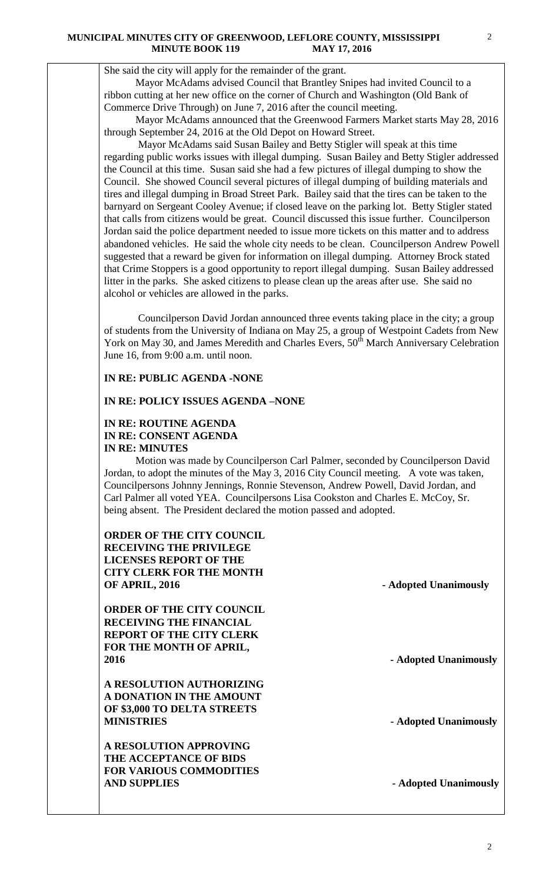She said the city will apply for the remainder of the grant.

Mayor McAdams advised Council that Brantley Snipes had invited Council to a ribbon cutting at her new office on the corner of Church and Washington (Old Bank of Commerce Drive Through) on June 7, 2016 after the council meeting.

Mayor McAdams announced that the Greenwood Farmers Market starts May 28, 2016 through September 24, 2016 at the Old Depot on Howard Street.

Mayor McAdams said Susan Bailey and Betty Stigler will speak at this time regarding public works issues with illegal dumping. Susan Bailey and Betty Stigler addressed the Council at this time. Susan said she had a few pictures of illegal dumping to show the Council. She showed Council several pictures of illegal dumping of building materials and tires and illegal dumping in Broad Street Park. Bailey said that the tires can be taken to the barnyard on Sergeant Cooley Avenue; if closed leave on the parking lot. Betty Stigler stated that calls from citizens would be great. Council discussed this issue further. Councilperson Jordan said the police department needed to issue more tickets on this matter and to address abandoned vehicles. He said the whole city needs to be clean. Councilperson Andrew Powell suggested that a reward be given for information on illegal dumping. Attorney Brock stated that Crime Stoppers is a good opportunity to report illegal dumping. Susan Bailey addressed litter in the parks. She asked citizens to please clean up the areas after use. She said no alcohol or vehicles are allowed in the parks.

Councilperson David Jordan announced three events taking place in the city; a group of students from the University of Indiana on May 25, a group of Westpoint Cadets from New York on May 30, and James Meredith and Charles Evers, 50th March Anniversary Celebration June 16, from 9:00 a.m. until noon.

**IN RE: PUBLIC AGENDA -NONE**

**IN RE: POLICY ISSUES AGENDA –NONE**

**IN RE: ROUTINE AGENDA**
**IN RE: CONSENT AGENDA**
**IN RE: MINUTES**

Motion was made by Councilperson Carl Palmer, seconded by Councilperson David Jordan, to adopt the minutes of the May 3, 2016 City Council meeting. A vote was taken, Councilpersons Johnny Jennings, Ronnie Stevenson, Andrew Powell, David Jordan, and Carl Palmer all voted YEA. Councilpersons Lisa Cookston and Charles E. McCoy, Sr. being absent. The President declared the motion passed and adopted.

**ORDER OF THE CITY COUNCIL RECEIVING THE PRIVILEGE LICENSES REPORT OF THE CITY CLERK FOR THE MONTH OF APRIL, 2016** - Adopted Unanimously

**ORDER OF THE CITY COUNCIL RECEIVING THE FINANCIAL REPORT OF THE CITY CLERK FOR THE MONTH OF APRIL, 2016** - Adopted Unanimously

**A RESOLUTION AUTHORIZING A DONATION IN THE AMOUNT OF $3,000 TO DELTA STREETS MINISTRIES** - Adopted Unanimously

**A RESOLUTION APPROVING THE ACCEPTANCE OF BIDS FOR VARIOUS COMMODITIES AND SUPPLIES** - Adopted Unanimously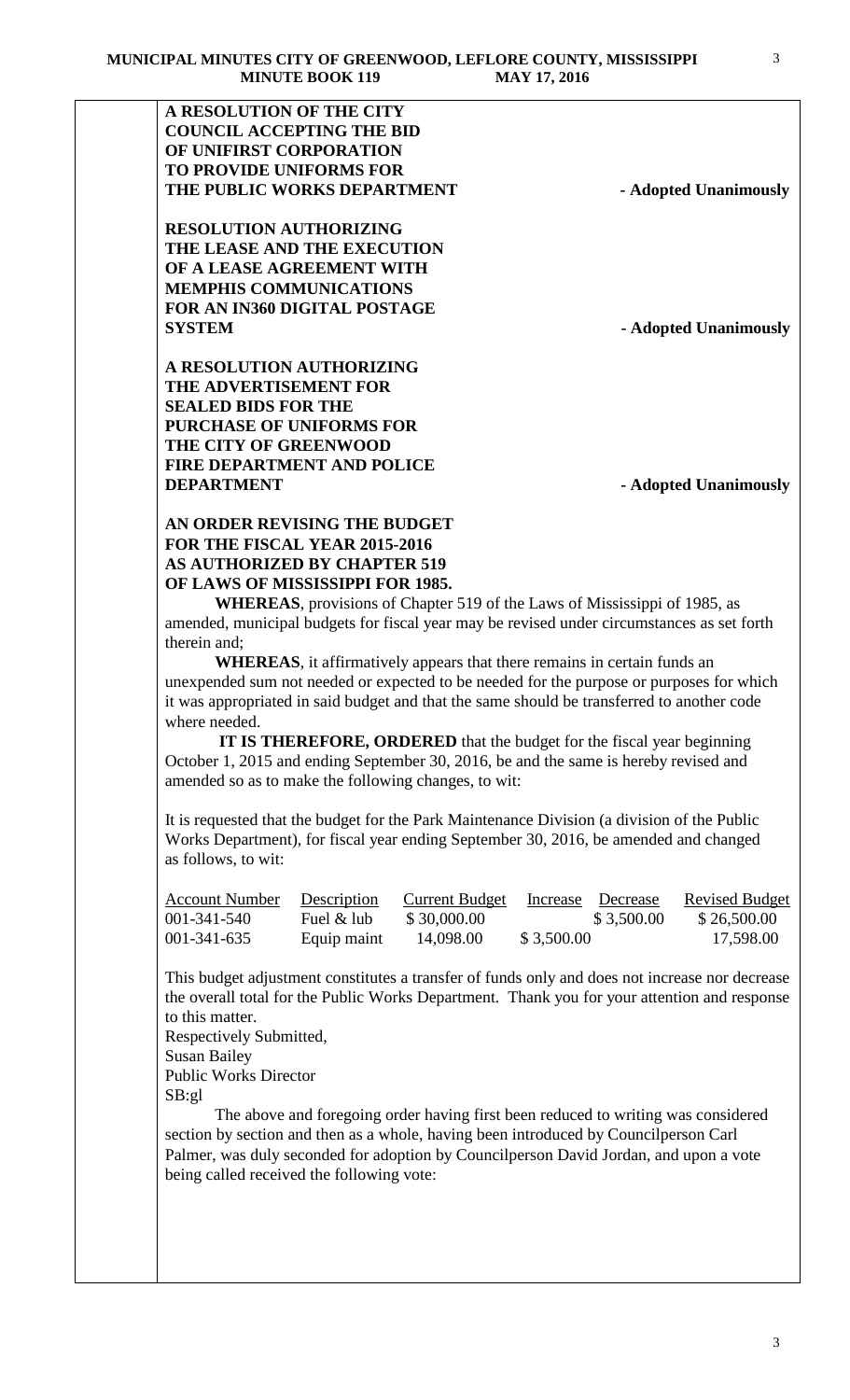**A RESOLUTION OF THE CITY COUNCIL ACCEPTING THE BID OF UNIFIRST CORPORATION TO PROVIDE UNIFORMS FOR THE PUBLIC WORKS DEPARTMENT** **- Adopted Unanimously**

**RESOLUTION AUTHORIZING THE LEASE AND THE EXECUTION OF A LEASE AGREEMENT WITH MEMPHIS COMMUNICATIONS FOR AN IN360 DIGITAL POSTAGE SYSTEM** **- Adopted Unanimously**

**A RESOLUTION AUTHORIZING THE ADVERTISEMENT FOR SEALED BIDS FOR THE PURCHASE OF UNIFORMS FOR THE CITY OF GREENWOOD FIRE DEPARTMENT AND POLICE DEPARTMENT** **- Adopted Unanimously**

**AN ORDER REVISING THE BUDGET FOR THE FISCAL YEAR 2015-2016 AS AUTHORIZED BY CHAPTER 519 OF LAWS OF MISSISSIPPI FOR 1985.**

**WHEREAS**, provisions of Chapter 519 of the Laws of Mississippi of 1985, as amended, municipal budgets for fiscal year may be revised under circumstances as set forth therein and;

**WHEREAS**, it affirmatively appears that there remains in certain funds an unexpended sum not needed or expected to be needed for the purpose or purposes for which it was appropriated in said budget and that the same should be transferred to another code where needed.

**IT IS THEREFORE, ORDERED** that the budget for the fiscal year beginning October 1, 2015 and ending September 30, 2016, be and the same is hereby revised and amended so as to make the following changes, to wit:

It is requested that the budget for the Park Maintenance Division (a division of the Public Works Department), for fiscal year ending September 30, 2016, be amended and changed as follows, to wit:

| Account Number | Description | Current Budget | Increase | Decrease | Revised Budget |
|---|---|---|---|---|---|
| 001-341-540 | Fuel & lub | $ 30,000.00 | | $ 3,500.00 | $ 26,500.00 |
| 001-341-635 | Equip maint | 14,098.00 | $ 3,500.00 | | 17,598.00 |

This budget adjustment constitutes a transfer of funds only and does not increase nor decrease the overall total for the Public Works Department. Thank you for your attention and response to this matter.

Respectively Submitted,
Susan Bailey
Public Works Director
SB:gl

The above and foregoing order having first been reduced to writing was considered section by section and then as a whole, having been introduced by Councilperson Carl Palmer, was duly seconded for adoption by Councilperson David Jordan, and upon a vote being called received the following vote: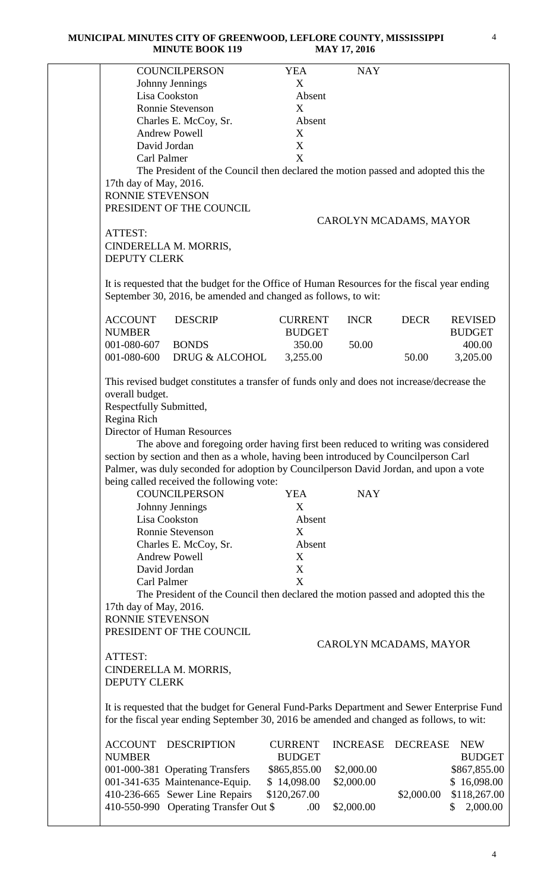| COUNCILPERSON | YEA | NAY |
|---|---|---|
| Johnny Jennings | X | |
| Lisa Cookston | Absent | |
| Ronnie Stevenson | X | |
| Charles E. McCoy, Sr. | Absent | |
| Andrew Powell | X | |
| David Jordan | X | |
| Carl Palmer | X | |

The President of the Council then declared the motion passed and adopted this the 17th day of May, 2016.

RONNIE STEVENSON
PRESIDENT OF THE COUNCIL

CAROLYN MCADAMS, MAYOR

ATTEST:
CINDERELLA M. MORRIS,
DEPUTY CLERK

It is requested that the budget for the Office of Human Resources for the fiscal year ending September 30, 2016, be amended and changed as follows, to wit:

| ACCOUNT NUMBER | DESCRIP | CURRENT BUDGET | INCR | DECR | REVISED BUDGET |
|---|---|---|---|---|---|
| 001-080-607 | BONDS | 350.00 | 50.00 | | 400.00 |
| 001-080-600 | DRUG & ALCOHOL | 3,255.00 | | 50.00 | 3,205.00 |

This revised budget constitutes a transfer of funds only and does not increase/decrease the overall budget.

Respectfully Submitted,
Regina Rich
Director of Human Resources

The above and foregoing order having first been reduced to writing was considered section by section and then as a whole, having been introduced by Councilperson Carl Palmer, was duly seconded for adoption by Councilperson David Jordan, and upon a vote being called received the following vote:

| COUNCILPERSON | YEA | NAY |
|---|---|---|
| Johnny Jennings | X | |
| Lisa Cookston | Absent | |
| Ronnie Stevenson | X | |
| Charles E. McCoy, Sr. | Absent | |
| Andrew Powell | X | |
| David Jordan | X | |
| Carl Palmer | X | |

The President of the Council then declared the motion passed and adopted this the 17th day of May, 2016.

RONNIE STEVENSON
PRESIDENT OF THE COUNCIL

CAROLYN MCADAMS, MAYOR

ATTEST:
CINDERELLA M. MORRIS,
DEPUTY CLERK

It is requested that the budget for General Fund-Parks Department and Sewer Enterprise Fund for the fiscal year ending September 30, 2016 be amended and changed as follows, to wit:

| ACCOUNT NUMBER | DESCRIPTION | CURRENT BUDGET | INCREASE | DECREASE | NEW BUDGET |
|---|---|---|---|---|---|
| 001-000-381 | Operating Transfers | $865,855.00 | $2,000.00 | | $867,855.00 |
| 001-341-635 | Maintenance-Equip. | $ 14,098.00 | $2,000.00 | | $ 16,098.00 |
| 410-236-665 | Sewer Line Repairs | $120,267.00 | | $2,000.00 | $118,267.00 |
| 410-550-990 | Operating Transfer Out | $ .00 | $2,000.00 | | $ 2,000.00 |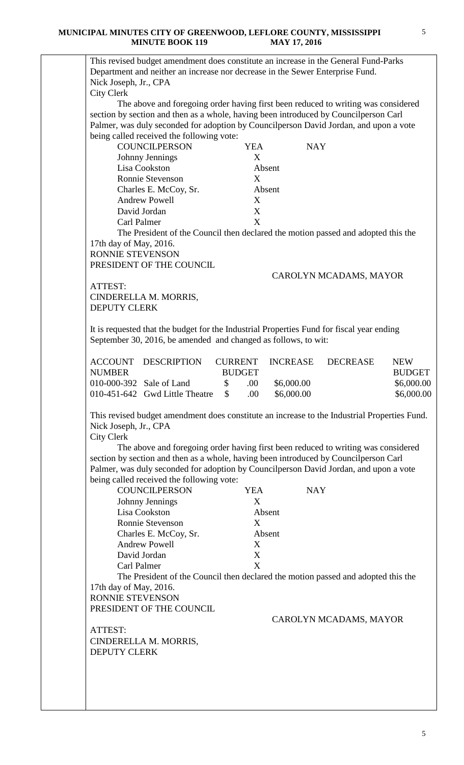This revised budget amendment does constitute an increase in the General Fund-Parks Department and neither an increase nor decrease in the Sewer Enterprise Fund.

Nick Joseph, Jr., CPA
City Clerk

The above and foregoing order having first been reduced to writing was considered section by section and then as a whole, having been introduced by Councilperson Carl Palmer, was duly seconded for adoption by Councilperson David Jordan, and upon a vote being called received the following vote:

| COUNCILPERSON | YEA | NAY |
|---|---|---|
| Johnny Jennings | X | |
| Lisa Cookston | Absent | |
| Ronnie Stevenson | X | |
| Charles E. McCoy, Sr. | Absent | |
| Andrew Powell | X | |
| David Jordan | X | |
| Carl Palmer | X | |

The President of the Council then declared the motion passed and adopted this the 17th day of May, 2016.

RONNIE STEVENSON
PRESIDENT OF THE COUNCIL

CAROLYN MCADAMS, MAYOR

ATTEST:
CINDERELLA M. MORRIS,
DEPUTY CLERK

It is requested that the budget for the Industrial Properties Fund for fiscal year ending September 30, 2016, be amended and changed as follows, to wit:

| ACCOUNT NUMBER | DESCRIPTION | CURRENT BUDGET | INCREASE | DECREASE | NEW BUDGET |
|---|---|---|---|---|---|
| 010-000-392 | Sale of Land | $ .00 | $6,000.00 | | $6,000.00 |
| 010-451-642 | Gwd Little Theatre | $ .00 | $6,000.00 | | $6,000.00 |

This revised budget amendment does constitute an increase to the Industrial Properties Fund.

Nick Joseph, Jr., CPA
City Clerk

The above and foregoing order having first been reduced to writing was considered section by section and then as a whole, having been introduced by Councilperson Carl Palmer, was duly seconded for adoption by Councilperson David Jordan, and upon a vote being called received the following vote:

| COUNCILPERSON | YEA | NAY |
|---|---|---|
| Johnny Jennings | X | |
| Lisa Cookston | Absent | |
| Ronnie Stevenson | X | |
| Charles E. McCoy, Sr. | Absent | |
| Andrew Powell | X | |
| David Jordan | X | |
| Carl Palmer | X | |

The President of the Council then declared the motion passed and adopted this the 17th day of May, 2016.

RONNIE STEVENSON
PRESIDENT OF THE COUNCIL

CAROLYN MCADAMS, MAYOR

ATTEST:
CINDERELLA M. MORRIS,
DEPUTY CLERK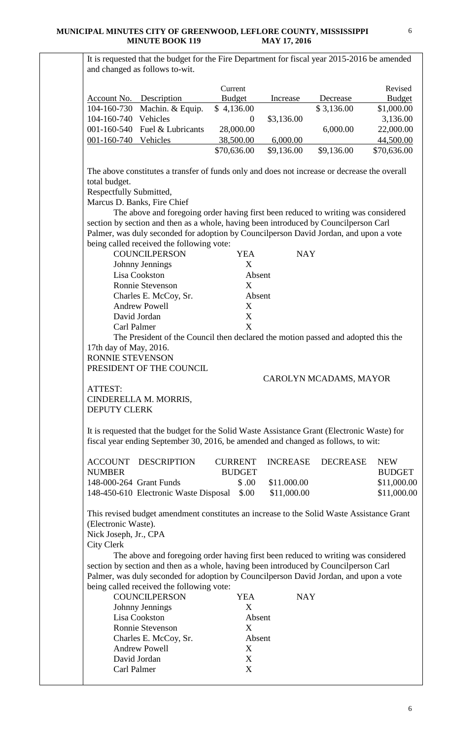It is requested that the budget for the Fire Department for fiscal year 2015-2016 be amended and changed as follows to-wit.

| Account No. | Description | Current Budget | Increase | Decrease | Revised Budget |
|---|---|---|---|---|---|
| 104-160-730 | Machin. & Equip. | $ 4,136.00 | | $ 3,136.00 | $1,000.00 |
| 104-160-740 | Vehicles | 0 | $3,136.00 | | 3,136.00 |
| 001-160-540 | Fuel & Lubricants | 28,000.00 | | 6,000.00 | 22,000.00 |
| 001-160-740 | Vehicles | 38,500.00 | 6,000.00 | | 44,500.00 |
| | | $70,636.00 | $9,136.00 | $9,136.00 | $70,636.00 |

The above constitutes a transfer of funds only and does not increase or decrease the overall total budget.

Respectfully Submitted,

Marcus D. Banks, Fire Chief

The above and foregoing order having first been reduced to writing was considered section by section and then as a whole, having been introduced by Councilperson Carl Palmer, was duly seconded for adoption by Councilperson David Jordan, and upon a vote being called received the following vote:

| COUNCILPERSON | YEA | NAY |
|---|---|---|
| Johnny Jennings | X | |
| Lisa Cookston | Absent | |
| Ronnie Stevenson | X | |
| Charles E. McCoy, Sr. | Absent | |
| Andrew Powell | X | |
| David Jordan | X | |
| Carl Palmer | X | |

The President of the Council then declared the motion passed and adopted this the 17th day of May, 2016.

RONNIE STEVENSON
PRESIDENT OF THE COUNCIL

CAROLYN MCADAMS, MAYOR

ATTEST:
CINDERELLA M. MORRIS,
DEPUTY CLERK

It is requested that the budget for the Solid Waste Assistance Grant (Electronic Waste) for fiscal year ending September 30, 2016, be amended and changed as follows, to wit:

| ACCOUNT NUMBER | DESCRIPTION | CURRENT BUDGET | INCREASE | DECREASE | NEW BUDGET |
|---|---|---|---|---|---|
| 148-000-264 | Grant Funds | $ .00 | $11.000.00 | | $11,000.00 |
| 148-450-610 | Electronic Waste Disposal | $.00 | $11,000.00 | | $11,000.00 |

This revised budget amendment constitutes an increase to the Solid Waste Assistance Grant (Electronic Waste).

Nick Joseph, Jr., CPA
City Clerk

The above and foregoing order having first been reduced to writing was considered section by section and then as a whole, having been introduced by Councilperson Carl Palmer, was duly seconded for adoption by Councilperson David Jordan, and upon a vote being called received the following vote:

| COUNCILPERSON | YEA | NAY |
|---|---|---|
| Johnny Jennings | X | |
| Lisa Cookston | Absent | |
| Ronnie Stevenson | X | |
| Charles E. McCoy, Sr. | Absent | |
| Andrew Powell | X | |
| David Jordan | X | |
| Carl Palmer | X | |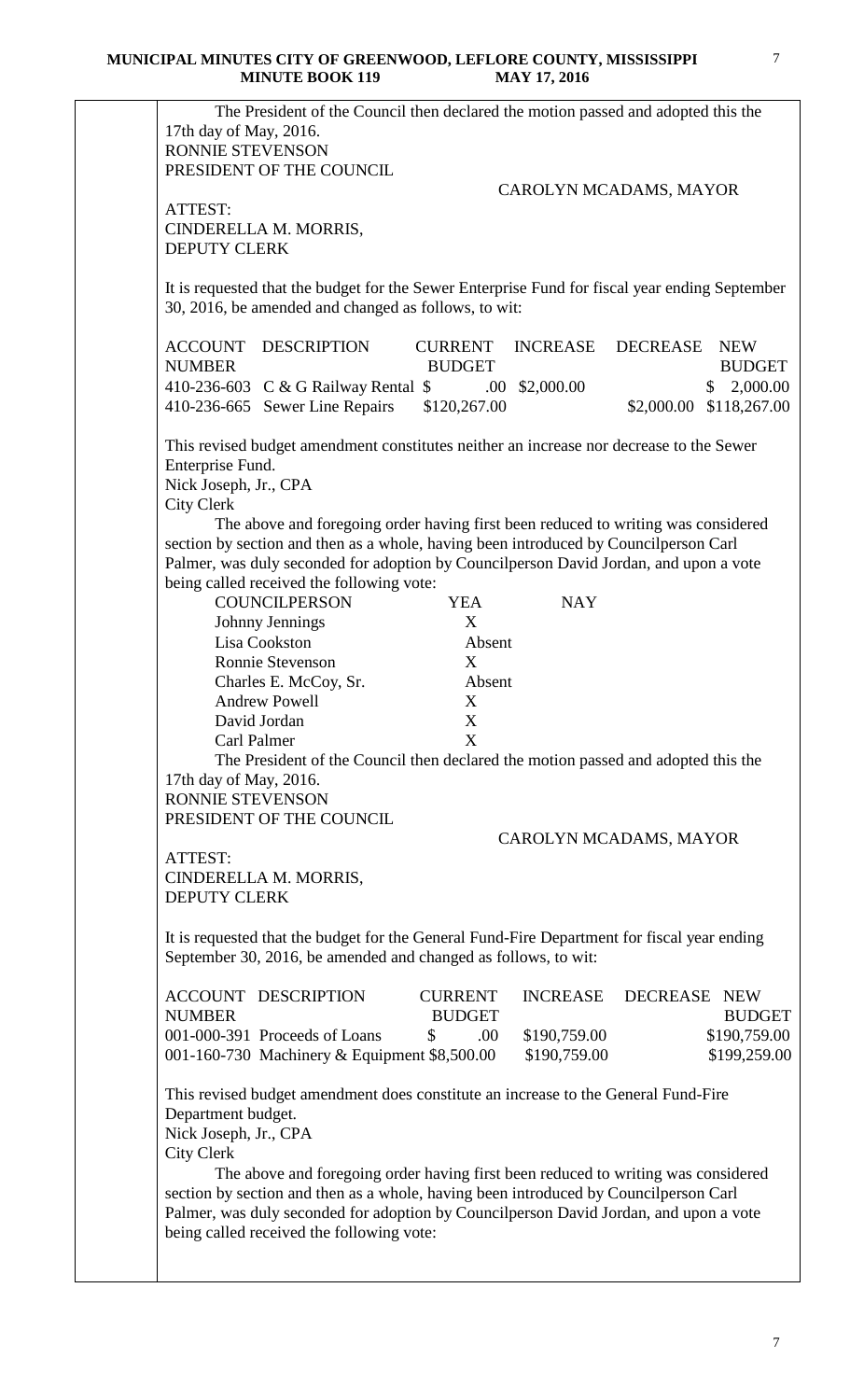The President of the Council then declared the motion passed and adopted this the 17th day of May, 2016.

RONNIE STEVENSON
PRESIDENT OF THE COUNCIL

CAROLYN MCADAMS, MAYOR

ATTEST:
CINDERELLA M. MORRIS,
DEPUTY CLERK

It is requested that the budget for the Sewer Enterprise Fund for fiscal year ending September 30, 2016, be amended and changed as follows, to wit:

| ACCOUNT NUMBER | DESCRIPTION | CURRENT BUDGET | INCREASE | DECREASE | NEW BUDGET |
|---|---|---|---|---|---|
| 410-236-603 | C & G Railway Rental | $ .00 | $2,000.00 | | $ 2,000.00 |
| 410-236-665 | Sewer Line Repairs | $120,267.00 | | $2,000.00 | $118,267.00 |

This revised budget amendment constitutes neither an increase nor decrease to the Sewer Enterprise Fund.

Nick Joseph, Jr., CPA
City Clerk

The above and foregoing order having first been reduced to writing was considered section by section and then as a whole, having been introduced by Councilperson Carl Palmer, was duly seconded for adoption by Councilperson David Jordan, and upon a vote being called received the following vote:

| COUNCILPERSON | YEA | NAY |
|---|---|---|
| Johnny Jennings | X | |
| Lisa Cookston | Absent | |
| Ronnie Stevenson | X | |
| Charles E. McCoy, Sr. | Absent | |
| Andrew Powell | X | |
| David Jordan | X | |
| Carl Palmer | X | |

The President of the Council then declared the motion passed and adopted this the 17th day of May, 2016.

RONNIE STEVENSON
PRESIDENT OF THE COUNCIL

CAROLYN MCADAMS, MAYOR

ATTEST:
CINDERELLA M. MORRIS,
DEPUTY CLERK

It is requested that the budget for the General Fund-Fire Department for fiscal year ending September 30, 2016, be amended and changed as follows, to wit:

| ACCOUNT NUMBER | DESCRIPTION | CURRENT BUDGET | INCREASE | DECREASE | NEW BUDGET |
|---|---|---|---|---|---|
| 001-000-391 | Proceeds of Loans | $ .00 | $190,759.00 | | $190,759.00 |
| 001-160-730 | Machinery & Equipment | $8,500.00 | $190,759.00 | | $199,259.00 |

This revised budget amendment does constitute an increase to the General Fund-Fire Department budget.

Nick Joseph, Jr., CPA
City Clerk

The above and foregoing order having first been reduced to writing was considered section by section and then as a whole, having been introduced by Councilperson Carl Palmer, was duly seconded for adoption by Councilperson David Jordan, and upon a vote being called received the following vote: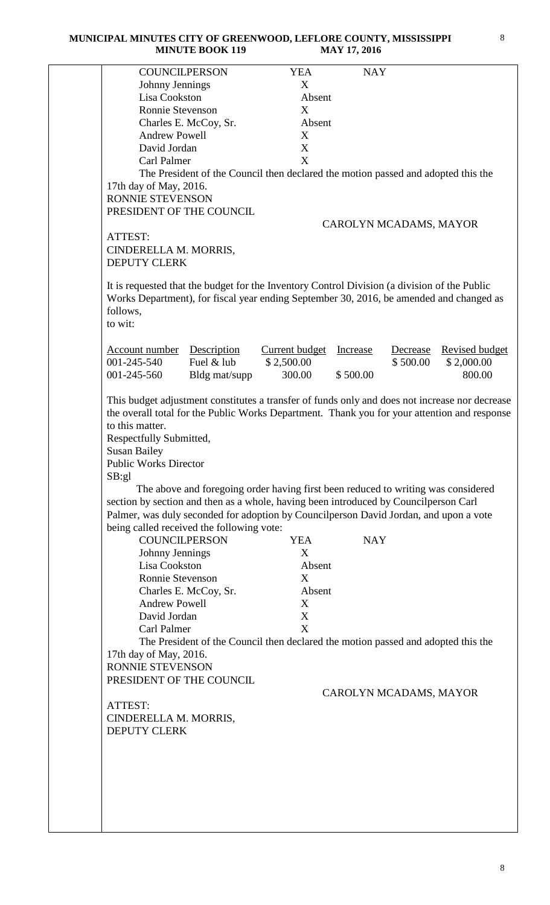| COUNCILPERSON | YEA | NAY |
|---|---|---|
| Johnny Jennings | X | |
| Lisa Cookston | Absent | |
| Ronnie Stevenson | X | |
| Charles E. McCoy, Sr. | Absent | |
| Andrew Powell | X | |
| David Jordan | X | |
| Carl Palmer | X | |

The President of the Council then declared the motion passed and adopted this the 17th day of May, 2016.

RONNIE STEVENSON
PRESIDENT OF THE COUNCIL

CAROLYN MCADAMS, MAYOR

ATTEST:
CINDERELLA M. MORRIS,
DEPUTY CLERK

It is requested that the budget for the Inventory Control Division (a division of the Public Works Department), for fiscal year ending September 30, 2016, be amended and changed as follows,
to wit:

| Account number | Description | Current budget | Increase | Decrease | Revised budget |
|---|---|---|---|---|---|
| 001-245-540 | Fuel & lub | $ 2,500.00 | | $ 500.00 | $ 2,000.00 |
| 001-245-560 | Bldg mat/supp | 300.00 | $ 500.00 | | 800.00 |

This budget adjustment constitutes a transfer of funds only and does not increase nor decrease the overall total for the Public Works Department. Thank you for your attention and response to this matter.

Respectfully Submitted,
Susan Bailey
Public Works Director
SB:gl

The above and foregoing order having first been reduced to writing was considered section by section and then as a whole, having been introduced by Councilperson Carl Palmer, was duly seconded for adoption by Councilperson David Jordan, and upon a vote being called received the following vote:

| COUNCILPERSON | YEA | NAY |
|---|---|---|
| Johnny Jennings | X | |
| Lisa Cookston | Absent | |
| Ronnie Stevenson | X | |
| Charles E. McCoy, Sr. | Absent | |
| Andrew Powell | X | |
| David Jordan | X | |
| Carl Palmer | X | |

The President of the Council then declared the motion passed and adopted this the 17th day of May, 2016.

RONNIE STEVENSON
PRESIDENT OF THE COUNCIL

CAROLYN MCADAMS, MAYOR

ATTEST:
CINDERELLA M. MORRIS,
DEPUTY CLERK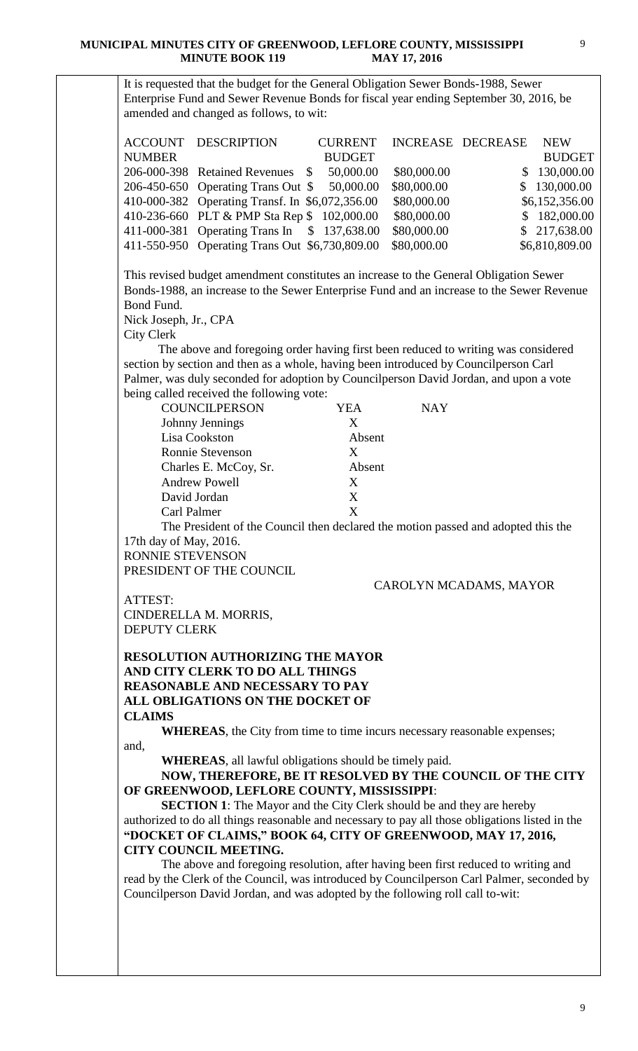It is requested that the budget for the General Obligation Sewer Bonds-1988, Sewer Enterprise Fund and Sewer Revenue Bonds for fiscal year ending September 30, 2016, be amended and changed as follows, to wit:

| ACCOUNT NUMBER | DESCRIPTION | CURRENT BUDGET | INCREASE | DECREASE | NEW BUDGET |
|---|---|---|---|---|---|
| 206-000-398 | Retained Revenues | $ 50,000.00 | $80,000.00 | | $ 130,000.00 |
| 206-450-650 | Operating Trans Out | $ 50,000.00 | $80,000.00 | | $ 130,000.00 |
| 410-000-382 | Operating Transf. In | $6,072,356.00 | $80,000.00 | | $6,152,356.00 |
| 410-236-660 | PLT & PMP Sta Rep | $ 102,000.00 | $80,000.00 | | $ 182,000.00 |
| 411-000-381 | Operating Trans In | $ 137,638.00 | $80,000.00 | | $ 217,638.00 |
| 411-550-950 | Operating Trans Out | $6,730,809.00 | $80,000.00 | | $6,810,809.00 |

This revised budget amendment constitutes an increase to the General Obligation Sewer Bonds-1988, an increase to the Sewer Enterprise Fund and an increase to the Sewer Revenue Bond Fund.

Nick Joseph, Jr., CPA
City Clerk

The above and foregoing order having first been reduced to writing was considered section by section and then as a whole, having been introduced by Councilperson Carl Palmer, was duly seconded for adoption by Councilperson David Jordan, and upon a vote being called received the following vote:

| COUNCILPERSON | YEA | NAY |
|---|---|---|
| Johnny Jennings | X | |
| Lisa Cookston | Absent | |
| Ronnie Stevenson | X | |
| Charles E. McCoy, Sr. | Absent | |
| Andrew Powell | X | |
| David Jordan | X | |
| Carl Palmer | X | |

The President of the Council then declared the motion passed and adopted this the 17th day of May, 2016.

RONNIE STEVENSON
PRESIDENT OF THE COUNCIL

CAROLYN MCADAMS, MAYOR

ATTEST:
CINDERELLA M. MORRIS,
DEPUTY CLERK

**RESOLUTION AUTHORIZING THE MAYOR AND CITY CLERK TO DO ALL THINGS REASONABLE AND NECESSARY TO PAY ALL OBLIGATIONS ON THE DOCKET OF CLAIMS**

**WHEREAS**, the City from time to time incurs necessary reasonable expenses; and,

**WHEREAS**, all lawful obligations should be timely paid.

**NOW, THEREFORE, BE IT RESOLVED BY THE COUNCIL OF THE CITY OF GREENWOOD, LEFLORE COUNTY, MISSISSIPPI**:

**SECTION 1**: The Mayor and the City Clerk should be and they are hereby authorized to do all things reasonable and necessary to pay all those obligations listed in the **"DOCKET OF CLAIMS," BOOK 64, CITY OF GREENWOOD, MAY 17, 2016, CITY COUNCIL MEETING.**

The above and foregoing resolution, after having been first reduced to writing and read by the Clerk of the Council, was introduced by Councilperson Carl Palmer, seconded by Councilperson David Jordan, and was adopted by the following roll call to-wit: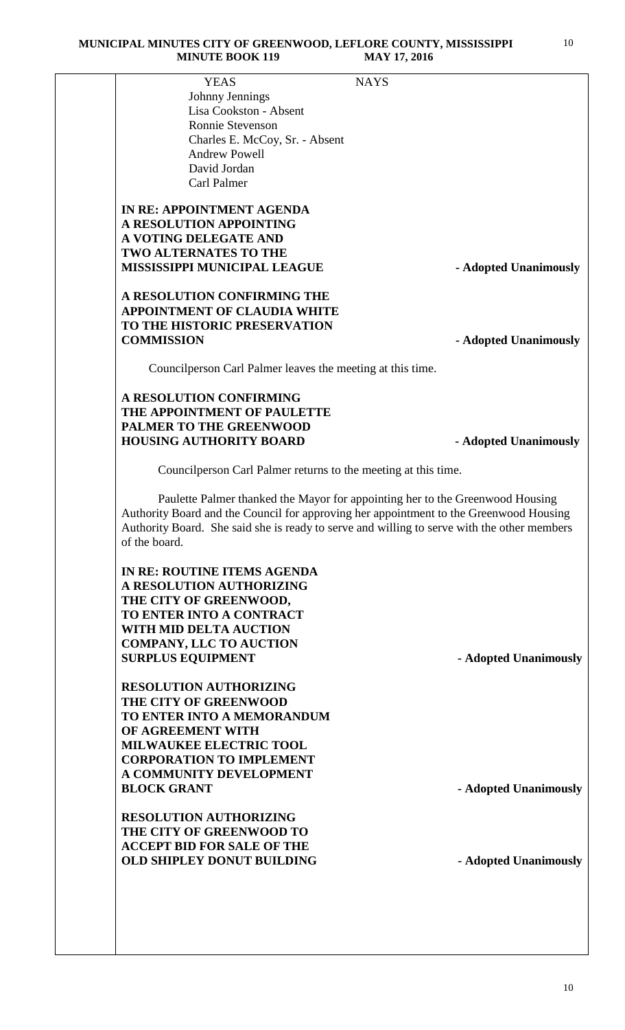| YEAS | NAYS |
|---|---|
| Johnny Jennings | |
| Lisa Cookston - Absent | |
| Ronnie Stevenson | |
| Charles E. McCoy, Sr. - Absent | |
| Andrew Powell | |
| David Jordan | |
| Carl Palmer | |

**IN RE: APPOINTMENT AGENDA**
**A RESOLUTION APPOINTING A VOTING DELEGATE AND TWO ALTERNATES TO THE MISSISSIPPI MUNICIPAL LEAGUE** - **Adopted Unanimously**

**A RESOLUTION CONFIRMING THE APPOINTMENT OF CLAUDIA WHITE TO THE HISTORIC PRESERVATION COMMISSION** - **Adopted Unanimously**

Councilperson Carl Palmer leaves the meeting at this time.

**A RESOLUTION CONFIRMING THE APPOINTMENT OF PAULETTE PALMER TO THE GREENWOOD HOUSING AUTHORITY BOARD** - **Adopted Unanimously**

Councilperson Carl Palmer returns to the meeting at this time.

Paulette Palmer thanked the Mayor for appointing her to the Greenwood Housing Authority Board and the Council for approving her appointment to the Greenwood Housing Authority Board. She said she is ready to serve and willing to serve with the other members of the board.

**IN RE: ROUTINE ITEMS AGENDA**
**A RESOLUTION AUTHORIZING THE CITY OF GREENWOOD, TO ENTER INTO A CONTRACT WITH MID DELTA AUCTION COMPANY, LLC TO AUCTION SURPLUS EQUIPMENT** - **Adopted Unanimously**

**RESOLUTION AUTHORIZING THE CITY OF GREENWOOD TO ENTER INTO A MEMORANDUM OF AGREEMENT WITH MILWAUKEE ELECTRIC TOOL CORPORATION TO IMPLEMENT A COMMUNITY DEVELOPMENT BLOCK GRANT** - **Adopted Unanimously**

**RESOLUTION AUTHORIZING THE CITY OF GREENWOOD TO ACCEPT BID FOR SALE OF THE OLD SHIPLEY DONUT BUILDING** - **Adopted Unanimously**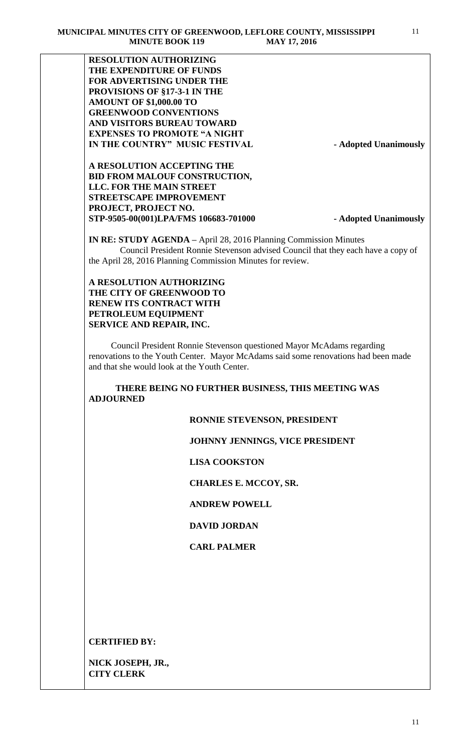**RESOLUTION AUTHORIZING THE EXPENDITURE OF FUNDS FOR ADVERTISING UNDER THE PROVISIONS OF §17-3-1 IN THE AMOUNT OF $1,000.00 TO GREENWOOD CONVENTIONS AND VISITORS BUREAU TOWARD EXPENSES TO PROMOTE "A NIGHT IN THE COUNTRY" MUSIC FESTIVAL** - **Adopted Unanimously**

**A RESOLUTION ACCEPTING THE BID FROM MALOUF CONSTRUCTION, LLC. FOR THE MAIN STREET STREETSCAPE IMPROVEMENT PROJECT, PROJECT NO. STP-9505-00(001)LPA/FMS 106683-701000** - **Adopted Unanimously**

**IN RE: STUDY AGENDA** – April 28, 2016 Planning Commission Minutes

Council President Ronnie Stevenson advised Council that they each have a copy of the April 28, 2016 Planning Commission Minutes for review.

**A RESOLUTION AUTHORIZING THE CITY OF GREENWOOD TO RENEW ITS CONTRACT WITH PETROLEUM EQUIPMENT SERVICE AND REPAIR, INC.**

Council President Ronnie Stevenson questioned Mayor McAdams regarding renovations to the Youth Center. Mayor McAdams said some renovations had been made and that she would look at the Youth Center.

**THERE BEING NO FURTHER BUSINESS, THIS MEETING WAS ADJOURNED**

**RONNIE STEVENSON, PRESIDENT**

**JOHNNY JENNINGS, VICE PRESIDENT**

**LISA COOKSTON**

**CHARLES E. MCCOY, SR.**

**ANDREW POWELL**

**DAVID JORDAN**

**CARL PALMER**

**CERTIFIED BY:**

**NICK JOSEPH, JR.,**
**CITY CLERK**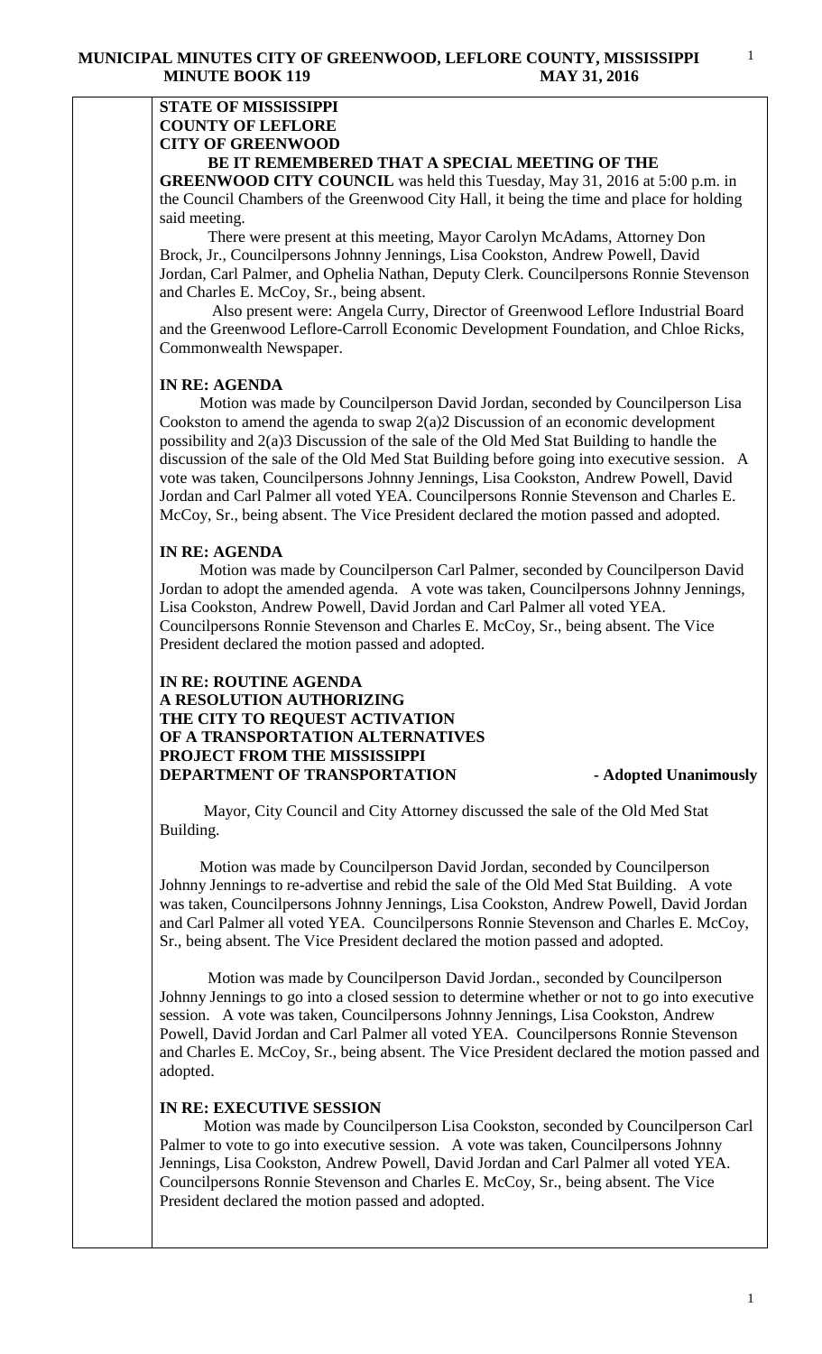**STATE OF MISSISSIPPI**
**COUNTY OF LEFLORE**
**CITY OF GREENWOOD**

**BE IT REMEMBERED THAT A SPECIAL MEETING OF THE GREENWOOD CITY COUNCIL** was held this Tuesday, May 31, 2016 at 5:00 p.m. in the Council Chambers of the Greenwood City Hall, it being the time and place for holding said meeting.

There were present at this meeting, Mayor Carolyn McAdams, Attorney Don Brock, Jr., Councilpersons Johnny Jennings, Lisa Cookston, Andrew Powell, David Jordan, Carl Palmer, and Ophelia Nathan, Deputy Clerk. Councilpersons Ronnie Stevenson and Charles E. McCoy, Sr., being absent.

Also present were: Angela Curry, Director of Greenwood Leflore Industrial Board and the Greenwood Leflore-Carroll Economic Development Foundation, and Chloe Ricks, Commonwealth Newspaper.

**IN RE: AGENDA**

Motion was made by Councilperson David Jordan, seconded by Councilperson Lisa Cookston to amend the agenda to swap 2(a)2 Discussion of an economic development possibility and 2(a)3 Discussion of the sale of the Old Med Stat Building to handle the discussion of the sale of the Old Med Stat Building before going into executive session. A vote was taken, Councilpersons Johnny Jennings, Lisa Cookston, Andrew Powell, David Jordan and Carl Palmer all voted YEA. Councilpersons Ronnie Stevenson and Charles E. McCoy, Sr., being absent. The Vice President declared the motion passed and adopted.

**IN RE: AGENDA**

Motion was made by Councilperson Carl Palmer, seconded by Councilperson David Jordan to adopt the amended agenda. A vote was taken, Councilpersons Johnny Jennings, Lisa Cookston, Andrew Powell, David Jordan and Carl Palmer all voted YEA. Councilpersons Ronnie Stevenson and Charles E. McCoy, Sr., being absent. The Vice President declared the motion passed and adopted.

**IN RE: ROUTINE AGENDA**
**A RESOLUTION AUTHORIZING THE CITY TO REQUEST ACTIVATION OF A TRANSPORTATION ALTERNATIVES PROJECT FROM THE MISSISSIPPI DEPARTMENT OF TRANSPORTATION** **- Adopted Unanimously**

Mayor, City Council and City Attorney discussed the sale of the Old Med Stat Building.

Motion was made by Councilperson David Jordan, seconded by Councilperson Johnny Jennings to re-advertise and rebid the sale of the Old Med Stat Building. A vote was taken, Councilpersons Johnny Jennings, Lisa Cookston, Andrew Powell, David Jordan and Carl Palmer all voted YEA. Councilpersons Ronnie Stevenson and Charles E. McCoy, Sr., being absent. The Vice President declared the motion passed and adopted.

Motion was made by Councilperson David Jordan., seconded by Councilperson Johnny Jennings to go into a closed session to determine whether or not to go into executive session. A vote was taken, Councilpersons Johnny Jennings, Lisa Cookston, Andrew Powell, David Jordan and Carl Palmer all voted YEA. Councilpersons Ronnie Stevenson and Charles E. McCoy, Sr., being absent. The Vice President declared the motion passed and adopted.

**IN RE: EXECUTIVE SESSION**

Motion was made by Councilperson Lisa Cookston, seconded by Councilperson Carl Palmer to vote to go into executive session. A vote was taken, Councilpersons Johnny Jennings, Lisa Cookston, Andrew Powell, David Jordan and Carl Palmer all voted YEA. Councilpersons Ronnie Stevenson and Charles E. McCoy, Sr., being absent. The Vice President declared the motion passed and adopted.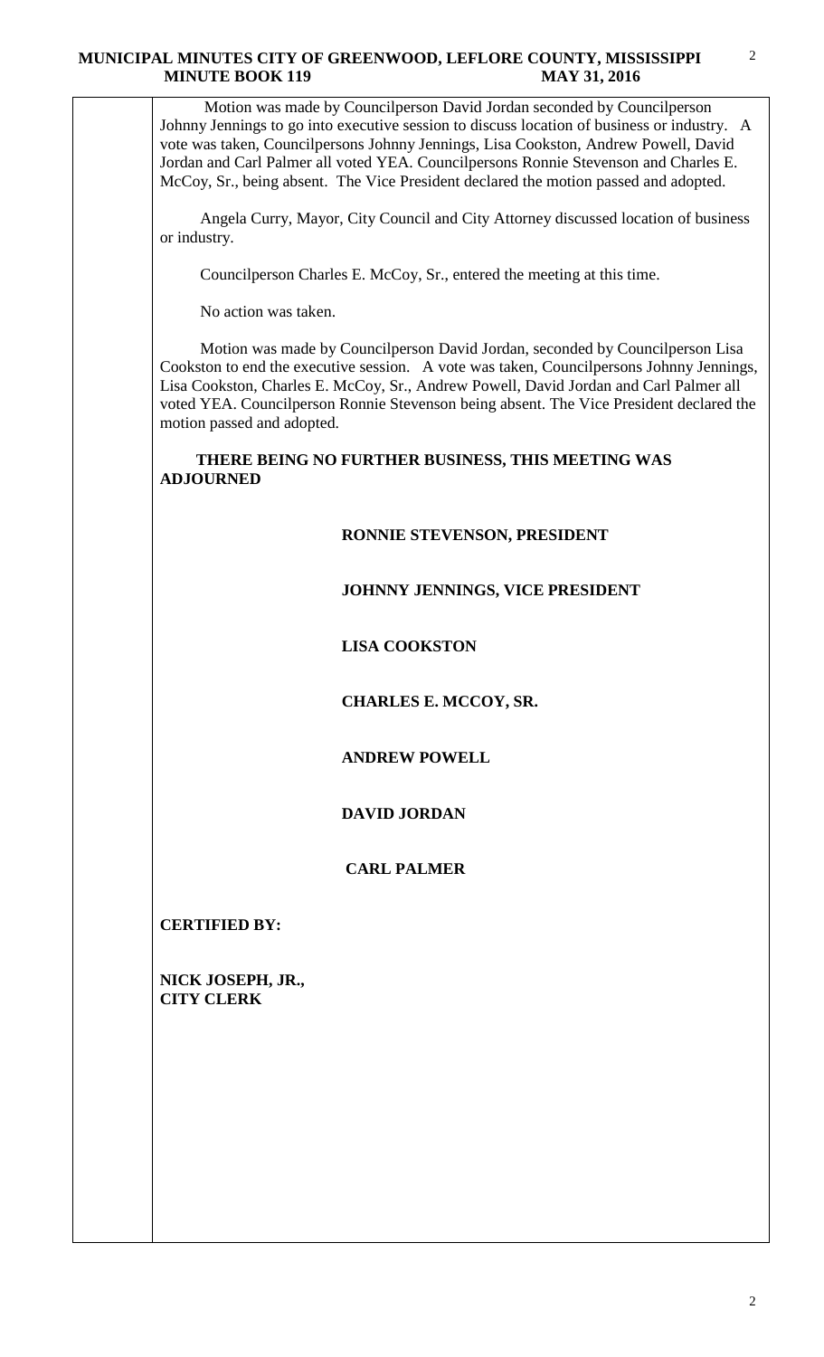Motion was made by Councilperson David Jordan seconded by Councilperson Johnny Jennings to go into executive session to discuss location of business or industry. A vote was taken, Councilpersons Johnny Jennings, Lisa Cookston, Andrew Powell, David Jordan and Carl Palmer all voted YEA. Councilpersons Ronnie Stevenson and Charles E. McCoy, Sr., being absent. The Vice President declared the motion passed and adopted.

Angela Curry, Mayor, City Council and City Attorney discussed location of business or industry.

Councilperson Charles E. McCoy, Sr., entered the meeting at this time.

No action was taken.

Motion was made by Councilperson David Jordan, seconded by Councilperson Lisa Cookston to end the executive session. A vote was taken, Councilpersons Johnny Jennings, Lisa Cookston, Charles E. McCoy, Sr., Andrew Powell, David Jordan and Carl Palmer all voted YEA. Councilperson Ronnie Stevenson being absent. The Vice President declared the motion passed and adopted.

**THERE BEING NO FURTHER BUSINESS, THIS MEETING WAS ADJOURNED**

**RONNIE STEVENSON, PRESIDENT**

**JOHNNY JENNINGS, VICE PRESIDENT**

**LISA COOKSTON**

**CHARLES E. MCCOY, SR.**

**ANDREW POWELL**

**DAVID JORDAN**

**CARL PALMER**

**CERTIFIED BY:**

**NICK JOSEPH, JR.,**
**CITY CLERK**